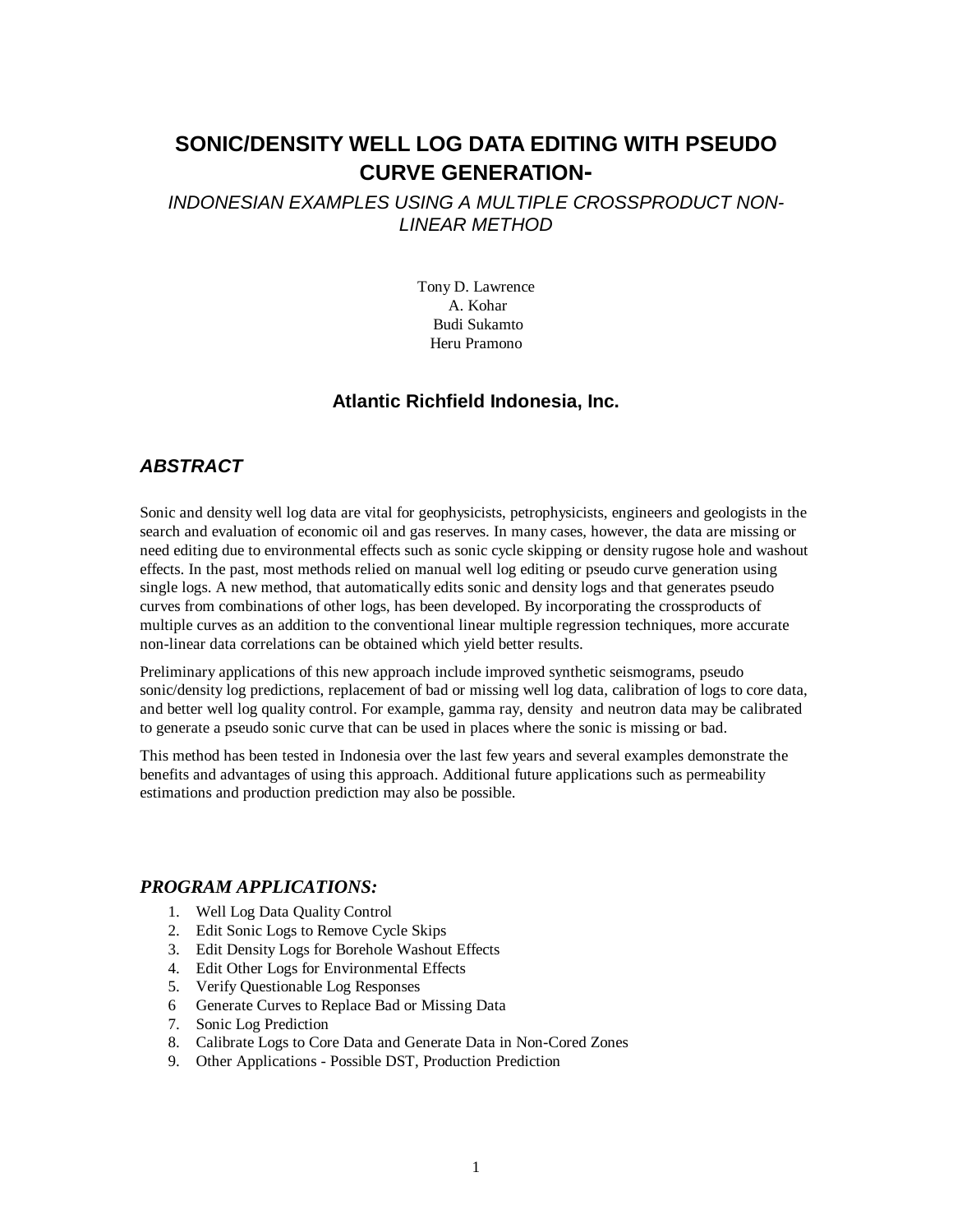# SONIC/DENSITY WELL LOG DATA EDITING WITH PSEUDO CURVE GENERATION-

*INDONESIAN EXAMPLES USING A MULTIPLE CROSSPRODUCT NON-LINEAR METHOD*

Tony D. Lawrence
A. Kohar
Budi Sukamto
Heru Pramono

**Atlantic Richfield Indonesia, Inc.**

## *ABSTRACT*

Sonic and density well log data are vital for geophysicists, petrophysicists, engineers and geologists in the search and evaluation of economic oil and gas reserves. In many cases, however, the data are missing or need editing due to environmental effects such as sonic cycle skipping or density rugose hole and washout effects. In the past, most methods relied on manual well log editing or pseudo curve generation using single logs. A new method, that automatically edits sonic and density logs and that generates pseudo curves from combinations of other logs, has been developed. By incorporating the crossproducts of multiple curves as an addition to the conventional linear multiple regression techniques, more accurate non-linear data correlations can be obtained which yield better results.

Preliminary applications of this new approach include improved synthetic seismograms, pseudo sonic/density log predictions, replacement of bad or missing well log data, calibration of logs to core data, and better well log quality control. For example, gamma ray, density and neutron data may be calibrated to generate a pseudo sonic curve that can be used in places where the sonic is missing or bad.

This method has been tested in Indonesia over the last few years and several examples demonstrate the benefits and advantages of using this approach. Additional future applications such as permeability estimations and production prediction may also be possible.

## *PROGRAM APPLICATIONS:*

1. Well Log Data Quality Control
2. Edit Sonic Logs to Remove Cycle Skips
3. Edit Density Logs for Borehole Washout Effects
4. Edit Other Logs for Environmental Effects
5. Verify Questionable Log Responses
6. Generate Curves to Replace Bad or Missing Data
7. Sonic Log Prediction
8. Calibrate Logs to Core Data and Generate Data in Non-Cored Zones
9. Other Applications - Possible DST, Production Prediction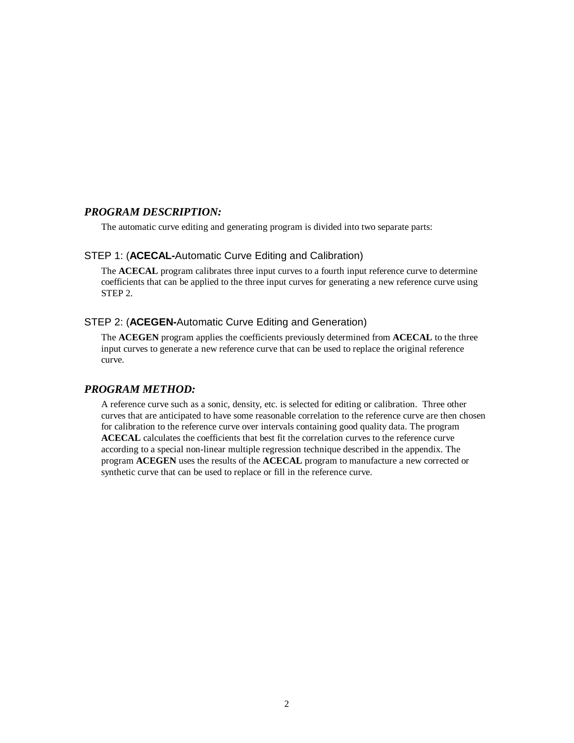## ***PROGRAM DESCRIPTION:***

The automatic curve editing and generating program is divided into two separate parts:

### STEP 1: (**ACECAL-**Automatic Curve Editing and Calibration)

The **ACECAL** program calibrates three input curves to a fourth input reference curve to determine coefficients that can be applied to the three input curves for generating a new reference curve using STEP 2.

### STEP 2: (**ACEGEN-**Automatic Curve Editing and Generation)

The **ACEGEN** program applies the coefficients previously determined from **ACECAL** to the three input curves to generate a new reference curve that can be used to replace the original reference curve.

## ***PROGRAM METHOD:***

A reference curve such as a sonic, density, etc. is selected for editing or calibration. Three other curves that are anticipated to have some reasonable correlation to the reference curve are then chosen for calibration to the reference curve over intervals containing good quality data. The program **ACECAL** calculates the coefficients that best fit the correlation curves to the reference curve according to a special non-linear multiple regression technique described in the appendix. The program **ACEGEN** uses the results of the **ACECAL** program to manufacture a new corrected or synthetic curve that can be used to replace or fill in the reference curve.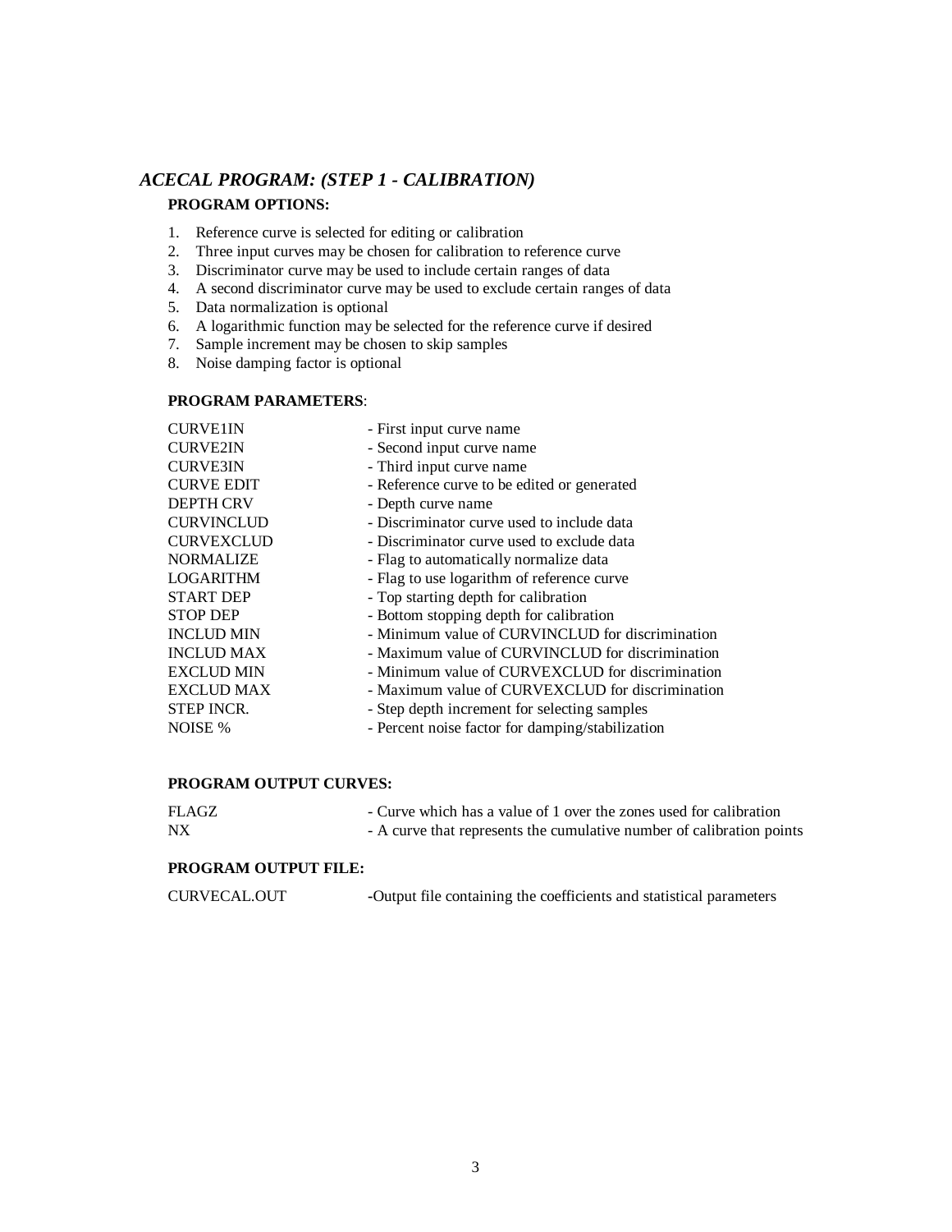## *ACECAL PROGRAM: (STEP 1 - CALIBRATION)*

### PROGRAM OPTIONS:

1. Reference curve is selected for editing or calibration
2. Three input curves may be chosen for calibration to reference curve
3. Discriminator curve may be used to include certain ranges of data
4. A second discriminator curve may be used to exclude certain ranges of data
5. Data normalization is optional
6. A logarithmic function may be selected for the reference curve if desired
7. Sample increment may be chosen to skip samples
8. Noise damping factor is optional

### PROGRAM PARAMETERS:

| | |
|---|---|
| CURVE1IN | - First input curve name |
| CURVE2IN | - Second input curve name |
| CURVE3IN | - Third input curve name |
| CURVE EDIT | - Reference curve to be edited or generated |
| DEPTH CRV | - Depth curve name |
| CURVINCLUD | - Discriminator curve used to include data |
| CURVEXCLUD | - Discriminator curve used to exclude data |
| NORMALIZE | - Flag to automatically normalize data |
| LOGARITHM | - Flag to use logarithm of reference curve |
| START DEP | - Top starting depth for calibration |
| STOP DEP | - Bottom stopping depth for calibration |
| INCLUD MIN | - Minimum value of CURVINCLUD for discrimination |
| INCLUD MAX | - Maximum value of CURVINCLUD for discrimination |
| EXCLUD MIN | - Minimum value of CURVEXCLUD for discrimination |
| EXCLUD MAX | - Maximum value of CURVEXCLUD for discrimination |
| STEP INCR. | - Step depth increment for selecting samples |
| NOISE % | - Percent noise factor for damping/stabilization |

### PROGRAM OUTPUT CURVES:

| | |
|---|---|
| FLAGZ | - Curve which has a value of 1 over the zones used for calibration |
| NX | - A curve that represents the cumulative number of calibration points |

### PROGRAM OUTPUT FILE:

| | |
|---|---|
| CURVECAL.OUT | -Output file containing the coefficients and statistical parameters |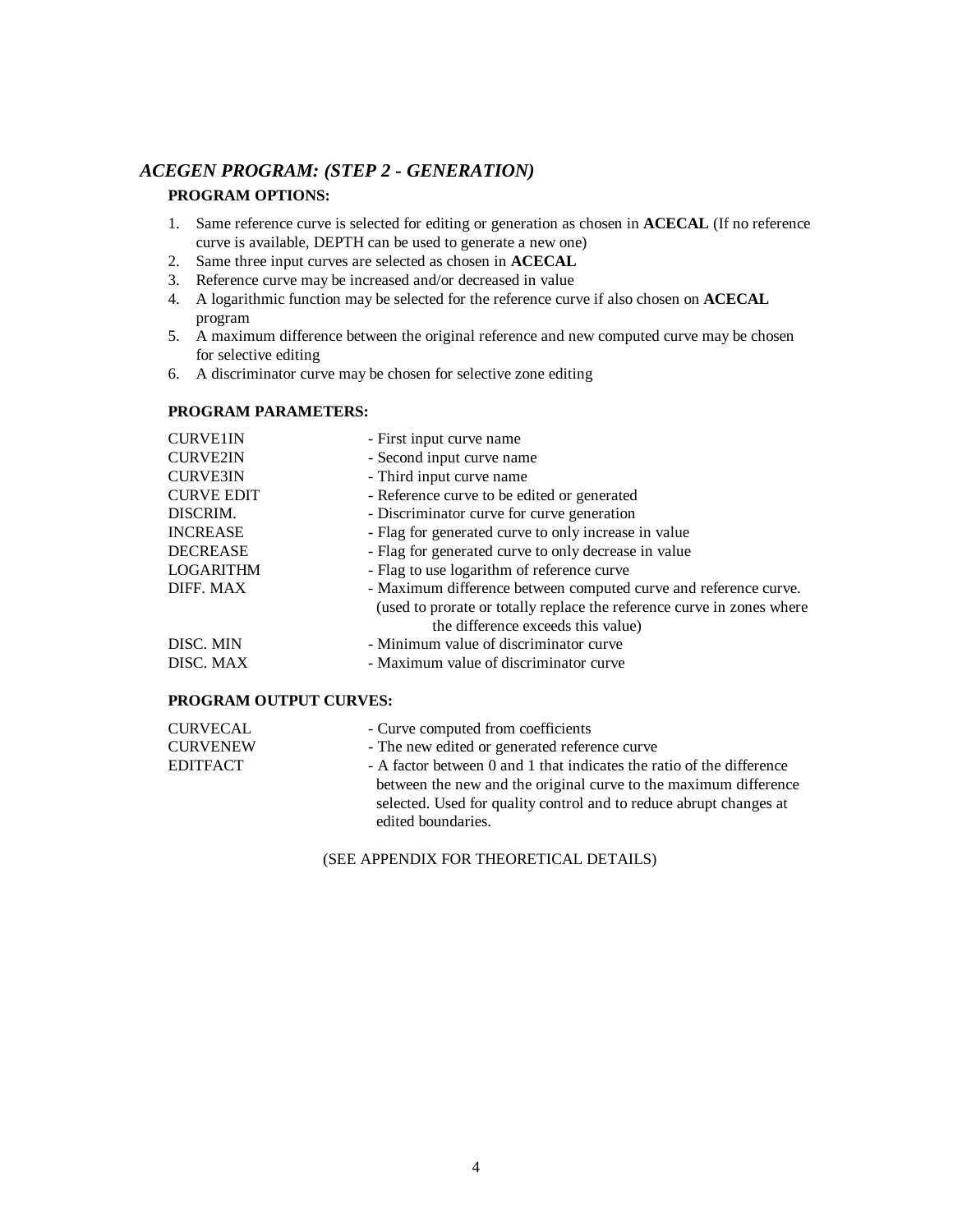## *ACEGEN PROGRAM: (STEP 2 - GENERATION)*

**PROGRAM OPTIONS:**

1. Same reference curve is selected for editing or generation as chosen in **ACECAL** (If no reference curve is available, DEPTH can be used to generate a new one)
2. Same three input curves are selected as chosen in **ACECAL**
3. Reference curve may be increased and/or decreased in value
4. A logarithmic function may be selected for the reference curve if also chosen on **ACECAL** program
5. A maximum difference between the original reference and new computed curve may be chosen for selective editing
6. A discriminator curve may be chosen for selective zone editing

**PROGRAM PARAMETERS:**

| | |
|---|---|
| CURVE1IN | - First input curve name |
| CURVE2IN | - Second input curve name |
| CURVE3IN | - Third input curve name |
| CURVE EDIT | - Reference curve to be edited or generated |
| DISCRIM. | - Discriminator curve for curve generation |
| INCREASE | - Flag for generated curve to only increase in value |
| DECREASE | - Flag for generated curve to only decrease in value |
| LOGARITHM | - Flag to use logarithm of reference curve |
| DIFF. MAX | - Maximum difference between computed curve and reference curve. (used to prorate or totally replace the reference curve in zones where the difference exceeds this value) |
| DISC. MIN | - Minimum value of discriminator curve |
| DISC. MAX | - Maximum value of discriminator curve |

**PROGRAM OUTPUT CURVES:**

| | |
|---|---|
| CURVECAL | - Curve computed from coefficients |
| CURVENEW | - The new edited or generated reference curve |
| EDITFACT | - A factor between 0 and 1 that indicates the ratio of the difference between the new and the original curve to the maximum difference selected. Used for quality control and to reduce abrupt changes at edited boundaries. |

(SEE APPENDIX FOR THEORETICAL DETAILS)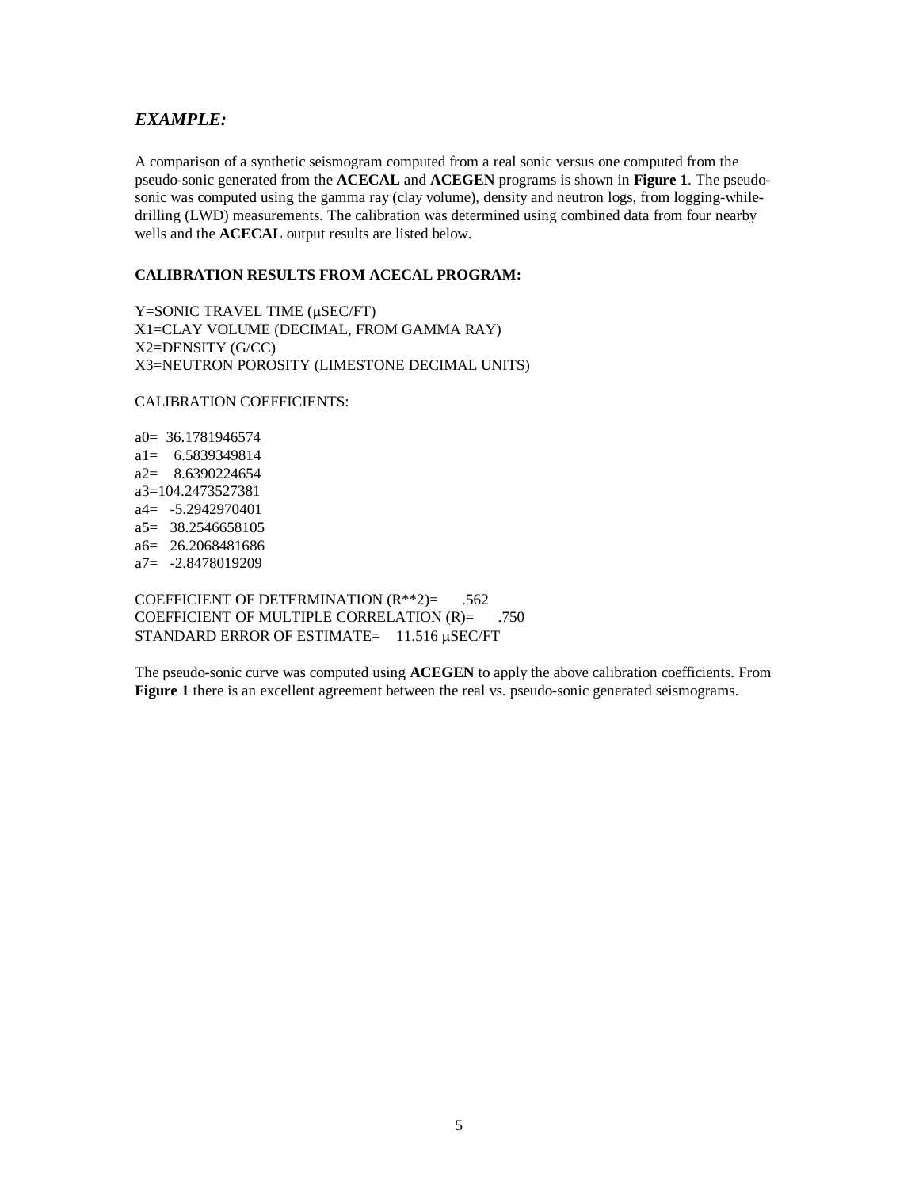## *EXAMPLE:*

A comparison of a synthetic seismogram computed from a real sonic versus one computed from the pseudo-sonic generated from the **ACECAL** and **ACEGEN** programs is shown in **Figure 1**. The pseudo-sonic was computed using the gamma ray (clay volume), density and neutron logs, from logging-while-drilling (LWD) measurements. The calibration was determined using combined data from four nearby wells and the **ACECAL** output results are listed below.

**CALIBRATION RESULTS FROM ACECAL PROGRAM:**

Y=SONIC TRAVEL TIME (μSEC/FT)
X1=CLAY VOLUME (DECIMAL, FROM GAMMA RAY)
X2=DENSITY (G/CC)
X3=NEUTRON POROSITY (LIMESTONE DECIMAL UNITS)

CALIBRATION COEFFICIENTS:

a0= 36.1781946574
a1= 6.5839349814
a2= 8.6390224654
a3=104.2473527381
a4= -5.2942970401
a5= 38.2546658105
a6= 26.2068481686
a7= -2.8478019209

COEFFICIENT OF DETERMINATION (R**2)= .562
COEFFICIENT OF MULTIPLE CORRELATION (R)= .750
STANDARD ERROR OF ESTIMATE= 11.516 μSEC/FT

The pseudo-sonic curve was computed using **ACEGEN** to apply the above calibration coefficients. From **Figure 1** there is an excellent agreement between the real vs. pseudo-sonic generated seismograms.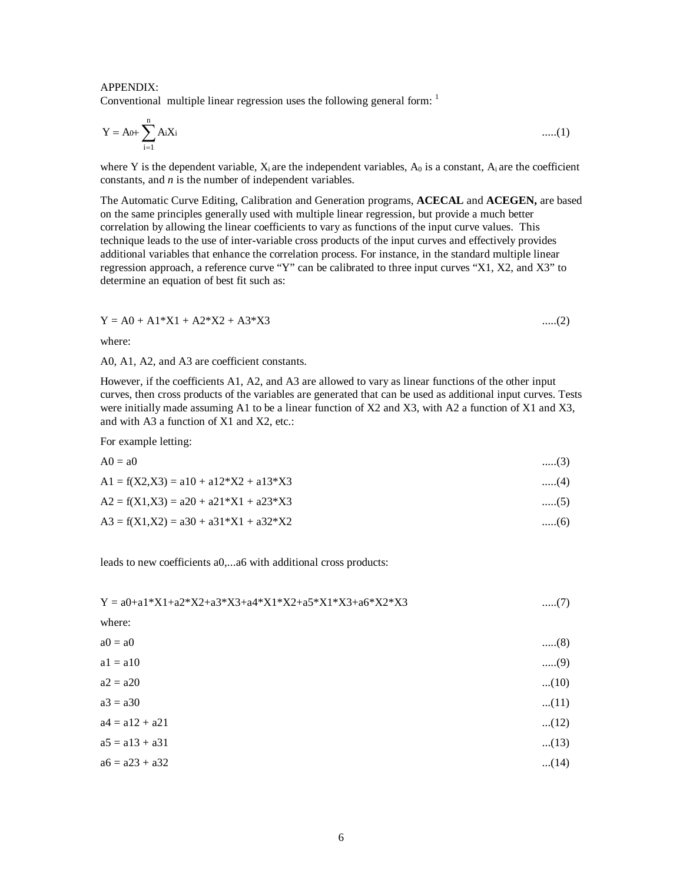APPENDIX:

Conventional multiple linear regression uses the following general form: [1]

$$Y = A_0 + \sum_{i=1}^{n} A_i X_i \qquad .....(1)$$

where Y is the dependent variable, $X_i$ are the independent variables, $A_0$ is a constant, $A_i$ are the coefficient constants, and *n* is the number of independent variables.

The Automatic Curve Editing, Calibration and Generation programs, **ACECAL** and **ACEGEN,** are based on the same principles generally used with multiple linear regression, but provide a much better correlation by allowing the linear coefficients to vary as functions of the input curve values. This technique leads to the use of inter-variable cross products of the input curves and effectively provides additional variables that enhance the correlation process. For instance, in the standard multiple linear regression approach, a reference curve "Y" can be calibrated to three input curves "X1, X2, and X3" to determine an equation of best fit such as:

$$Y = A0 + A1*X1 + A2*X2 + A3*X3 \qquad .....(2)$$

where:

A0, A1, A2, and A3 are coefficient constants.

However, if the coefficients A1, A2, and A3 are allowed to vary as linear functions of the other input curves, then cross products of the variables are generated that can be used as additional input curves. Tests were initially made assuming A1 to be a linear function of X2 and X3, with A2 a function of X1 and X3, and with A3 a function of X1 and X2, etc.:

For example letting:

$$A0 = a0 \qquad .....(3)$$

$$A1 = f(X2,X3) = a10 + a12*X2 + a13*X3 \qquad .....(4)$$

$$A2 = f(X1,X3) = a20 + a21*X1 + a23*X3 \qquad .....(5)$$

$$A3 = f(X1,X2) = a30 + a31*X1 + a32*X2 \qquad .....(6)$$

leads to new coefficients a0,...a6 with additional cross products:

$$Y = a0+a1*X1+a2*X2+a3*X3+a4*X1*X2+a5*X1*X3+a6*X2*X3 \qquad .....(7)$$

where:

$$a0 = a0 \qquad .....(8)$$

$$a1 = a10 \qquad .....(9)$$

$$a2 = a20 \qquad ...(10)$$

$$a3 = a30 \qquad ...(11)$$

$$a4 = a12 + a21 \qquad ...(12)$$

$$a5 = a13 + a31 \qquad ...(13)$$

$$a6 = a23 + a32 \qquad ...(14)$$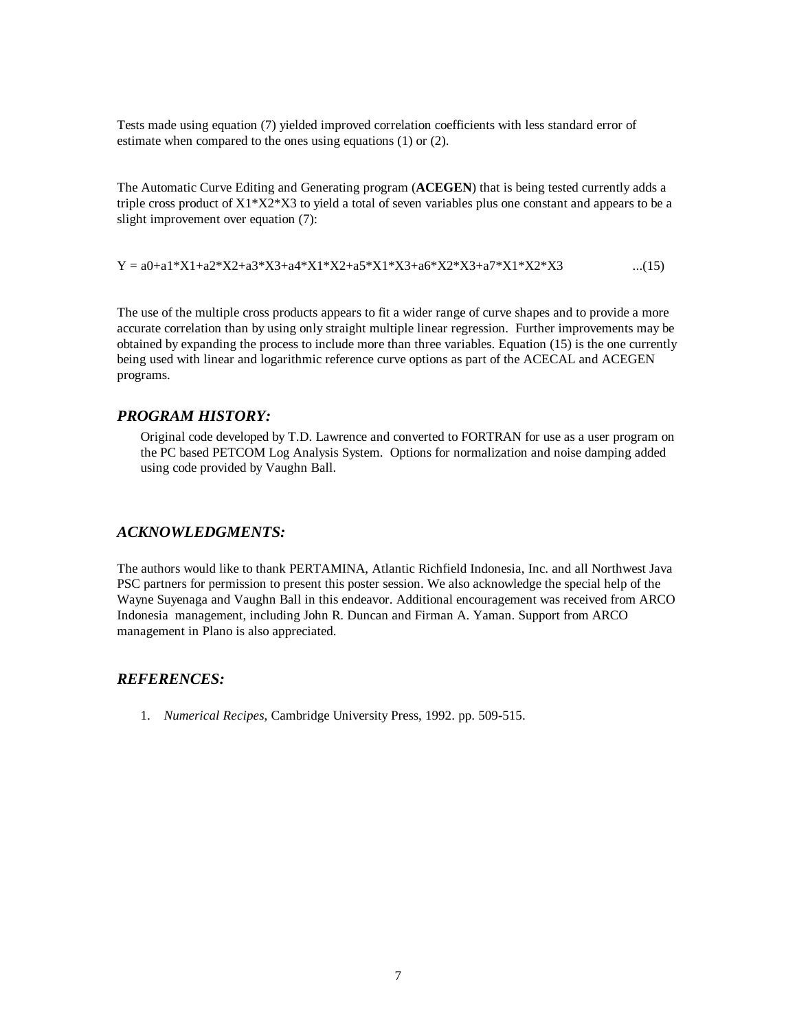Tests made using equation (7) yielded improved correlation coefficients with less standard error of estimate when compared to the ones using equations (1) or (2).

The Automatic Curve Editing and Generating program (**ACEGEN**) that is being tested currently adds a triple cross product of X1*X2*X3 to yield a total of seven variables plus one constant and appears to be a slight improvement over equation (7):

$$Y = a0+a1*X1+a2*X2+a3*X3+a4*X1*X2+a5*X1*X3+a6*X2*X3+a7*X1*X2*X3 \qquad ...(15)$$

The use of the multiple cross products appears to fit a wider range of curve shapes and to provide a more accurate correlation than by using only straight multiple linear regression. Further improvements may be obtained by expanding the process to include more than three variables. Equation (15) is the one currently being used with linear and logarithmic reference curve options as part of the ACECAL and ACEGEN programs.

## *PROGRAM HISTORY:*

Original code developed by T.D. Lawrence and converted to FORTRAN for use as a user program on the PC based PETCOM Log Analysis System. Options for normalization and noise damping added using code provided by Vaughn Ball.

## *ACKNOWLEDGMENTS:*

The authors would like to thank PERTAMINA, Atlantic Richfield Indonesia, Inc. and all Northwest Java PSC partners for permission to present this poster session. We also acknowledge the special help of the Wayne Suyenaga and Vaughn Ball in this endeavor. Additional encouragement was received from ARCO Indonesia management, including John R. Duncan and Firman A. Yaman. Support from ARCO management in Plano is also appreciated.

## *REFERENCES:*

1. *Numerical Recipes*, Cambridge University Press, 1992. pp. 509-515.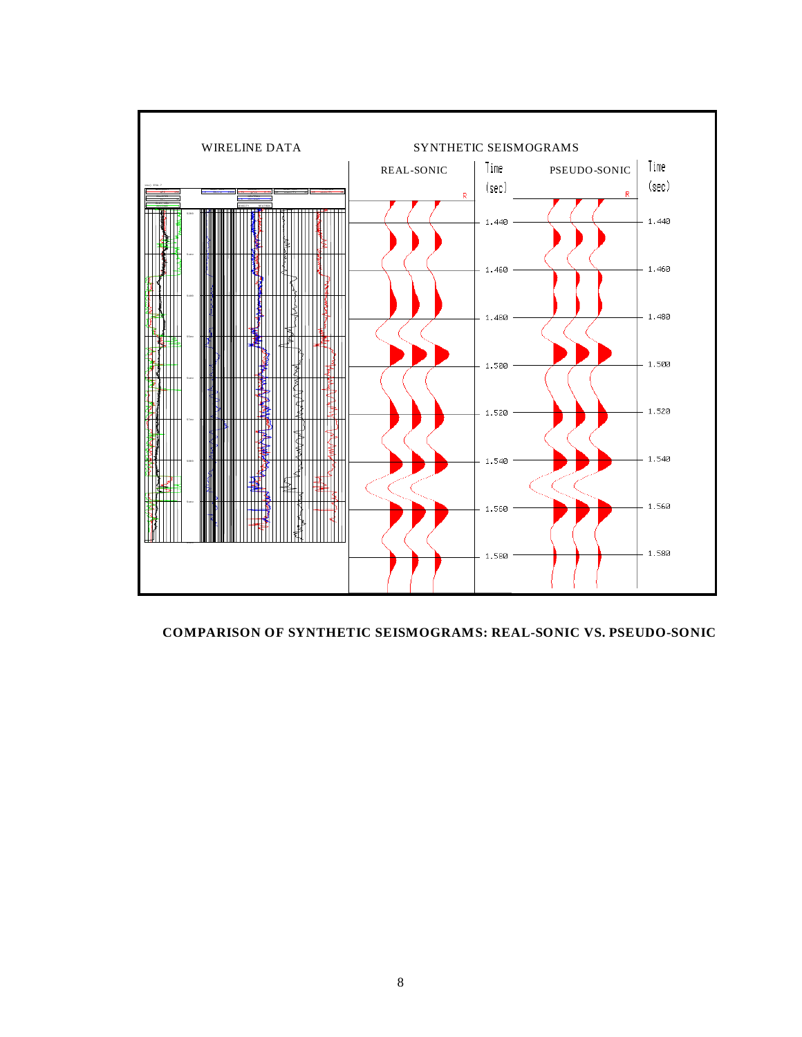WIRELINE DATA

SYNTHETIC SEISMOGRAMS

REAL-SONIC

PSEUDO-SONIC

Time (sec)

1.440
1.460
1.480
1.500
1.520
1.540
1.560
1.580

**COMPARISON OF SYNTHETIC SEISMOGRAMS: REAL-SONIC VS. PSEUDO-SONIC**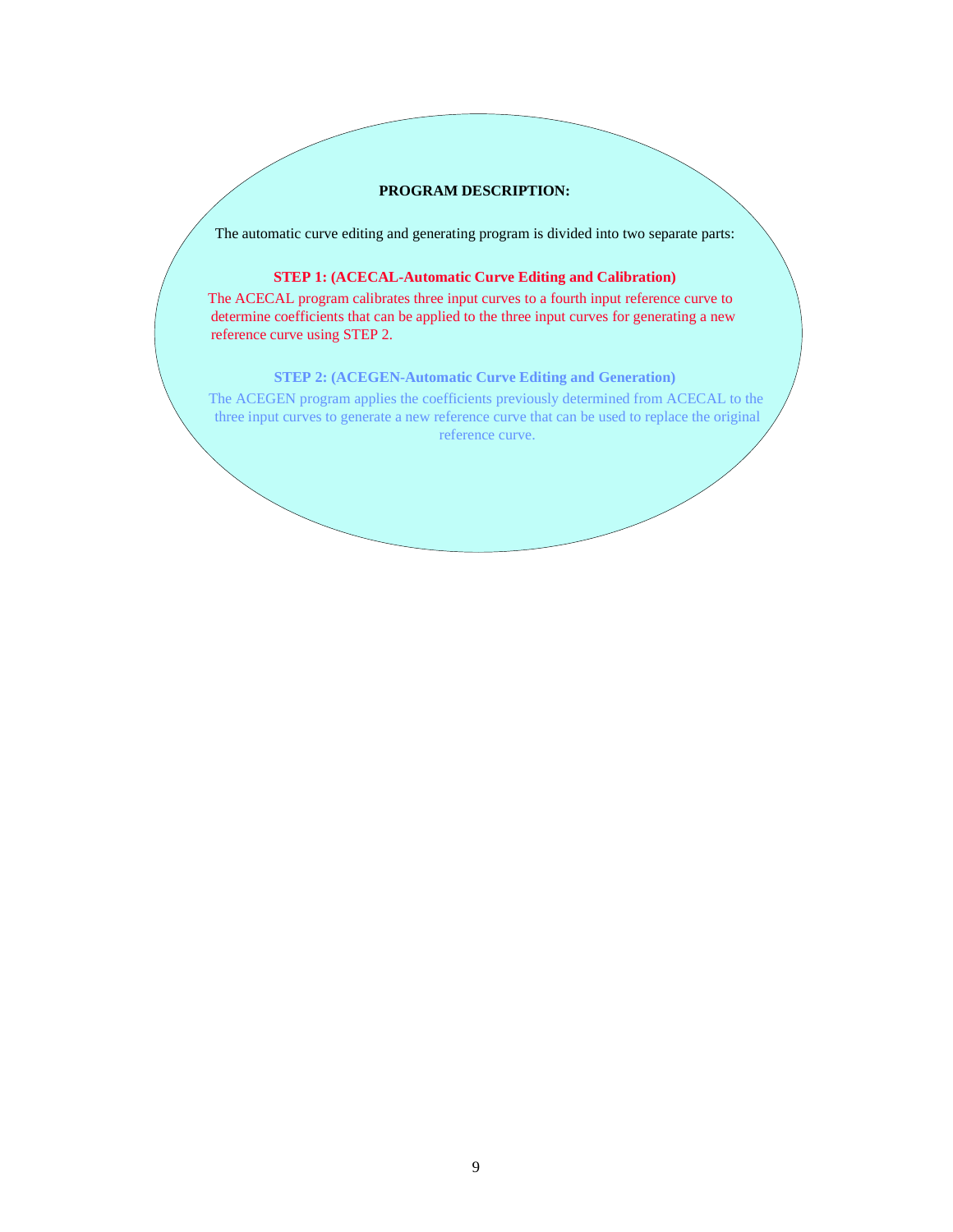**PROGRAM DESCRIPTION:**

The automatic curve editing and generating program is divided into two separate parts:

**STEP 1: (ACECAL-Automatic Curve Editing and Calibration)**

The ACECAL program calibrates three input curves to a fourth input reference curve to determine coefficients that can be applied to the three input curves for generating a new reference curve using STEP 2.

**STEP 2: (ACEGEN-Automatic Curve Editing and Generation)**

The ACEGEN program applies the coefficients previously determined from ACECAL to the three input curves to generate a new reference curve that can be used to replace the original reference curve.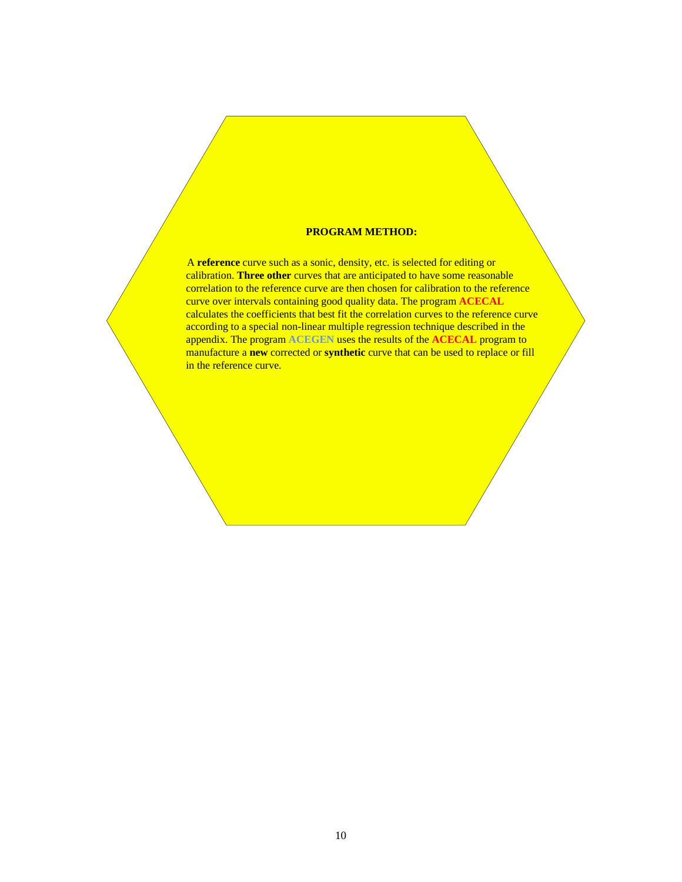## PROGRAM METHOD:

A **reference** curve such as a sonic, density, etc. is selected for editing or calibration. **Three other** curves that are anticipated to have some reasonable correlation to the reference curve are then chosen for calibration to the reference curve over intervals containing good quality data. The program **ACECAL** calculates the coefficients that best fit the correlation curves to the reference curve according to a special non-linear multiple regression technique described in the appendix. The program **ACEGEN** uses the results of the **ACECAL** program to manufacture a **new** corrected or **synthetic** curve that can be used to replace or fill in the reference curve.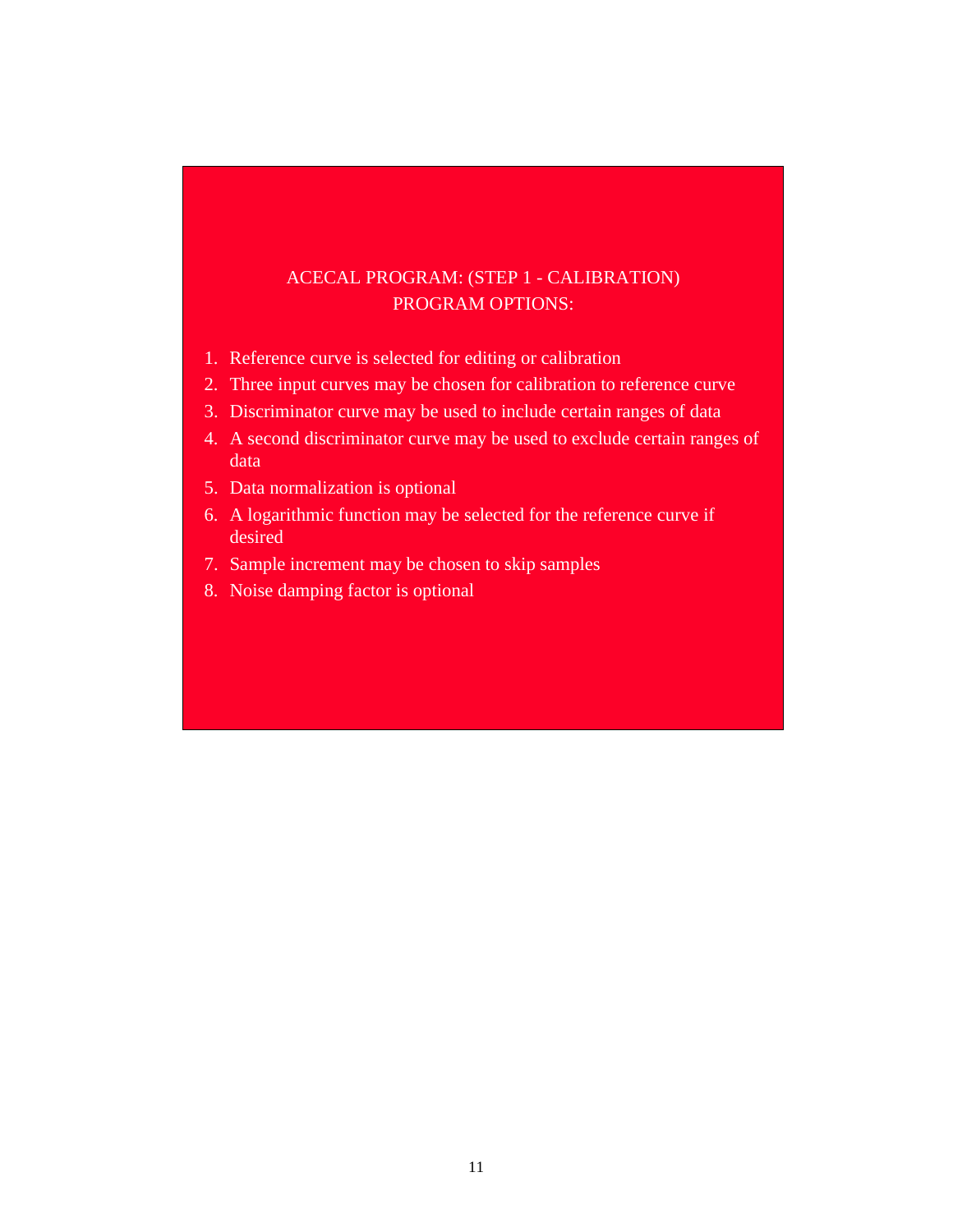## ACECAL PROGRAM: (STEP 1 - CALIBRATION)
## PROGRAM OPTIONS:

1. Reference curve is selected for editing or calibration
2. Three input curves may be chosen for calibration to reference curve
3. Discriminator curve may be used to include certain ranges of data
4. A second discriminator curve may be used to exclude certain ranges of data
5. Data normalization is optional
6. A logarithmic function may be selected for the reference curve if desired
7. Sample increment may be chosen to skip samples
8. Noise damping factor is optional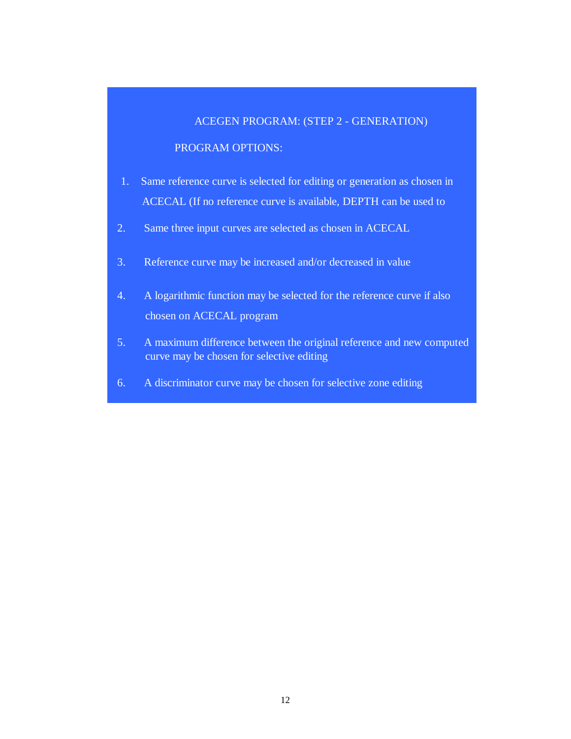## ACEGEN PROGRAM: (STEP 2 - GENERATION)

### PROGRAM OPTIONS:

1. Same reference curve is selected for editing or generation as chosen in ACECAL (If no reference curve is available, DEPTH can be used to
2. Same three input curves are selected as chosen in ACECAL
3. Reference curve may be increased and/or decreased in value
4. A logarithmic function may be selected for the reference curve if also chosen on ACECAL program
5. A maximum difference between the original reference and new computed curve may be chosen for selective editing
6. A discriminator curve may be chosen for selective zone editing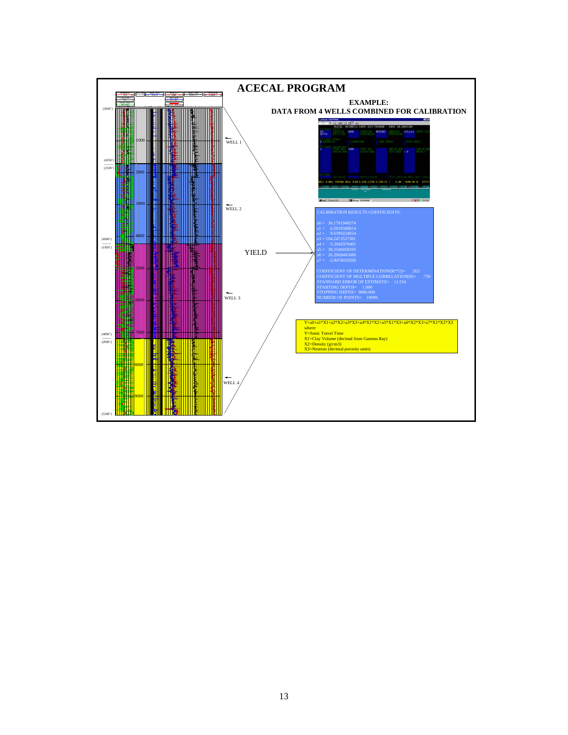# ACECAL PROGRAM

**EXAMPLE:**
**DATA FROM 4 WELLS COMBINED FOR CALIBRATION**

(2600')

1000

WELL 1

(4350')
(2100')

2000

3000

WELL 2

4000

(4600')
(1850')

YIELD

5000

WELL 3

6000

7000

(4800')
(2900')

8000

WELL 4

9000

(5300')

CALIBRATION RESULTS COEFFICIENTS:

a0 = 36.1781946574
a1 = 6.5839349814
a2 = 8.6390224654
a3 = 104.2473527381
a4 = -5.2942970401
a5 = 38.2546658105
a6 = 26.2068481686
a7 = -2.8478019209

COEFFICIENT OF DETERMINATION(R**2)= .562
COEFFICIENT OF MULTIPLE CORRELATION(R)= .750
STANDARD ERROR OF ESTIMATE= 11.516
STARTING DEPTH= 1.000
STOPPING DEPTH= 9600.000
NUMBER OF POINTS= 19099.

$$Y=a0+a1*X1+a2*X2+a3*X3+a4*X1*X2+a5*X1*X3+a6*X2*X3+a7*X1*X2*X3$$

where:
Y=Sonic Travel Time
X1=Clay Volume (decimal from Gamma Ray)
X2=Density (g/cm3)
X3=Neutron (decimal porosity units)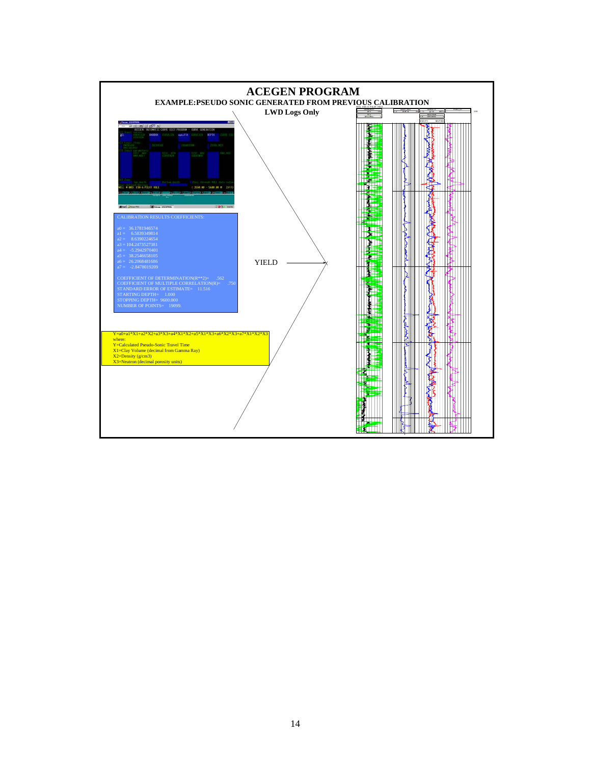# ACEGEN PROGRAM

## EXAMPLE: PSEUDO SONIC GENERATED FROM PREVIOUS CALIBRATION

### LWD Logs Only

CALIBRATION RESULTS COEFFICIENTS:

a0 = 36.1781946574
a1 = 6.5839349814
a2 = 8.6390224654
a3 = 104.2473527381
a4 = -5.2942970401
a5 = 38.2546658105
a6 = 26.2068481686
a7 = -2.8478019209

COEFFICIENT OF DETERMINATION(R**2)= .562
COEFFICIENT OF MULTIPLE CORRELATION(R)= .750
STANDARD ERROR OF ESTIMATE= 11.516
STARTING DEPTH= 1.000
STOPPING DEPTH= 9600.000
NUMBER OF POINTS= 19099.

YIELD

Y=a0+a1*X1+a2*X2+a3*X3+a4*X1*X2+a5*X1*X3+a6*X2*X3+a7*X1*X2*X3
where:
Y=Calculated Pseudo-Sonic Travel Time
X1=Clay Volume (decimal from Gamma Ray)
X2=Density (g/cm3)
X3=Neutron (decimal porosity units)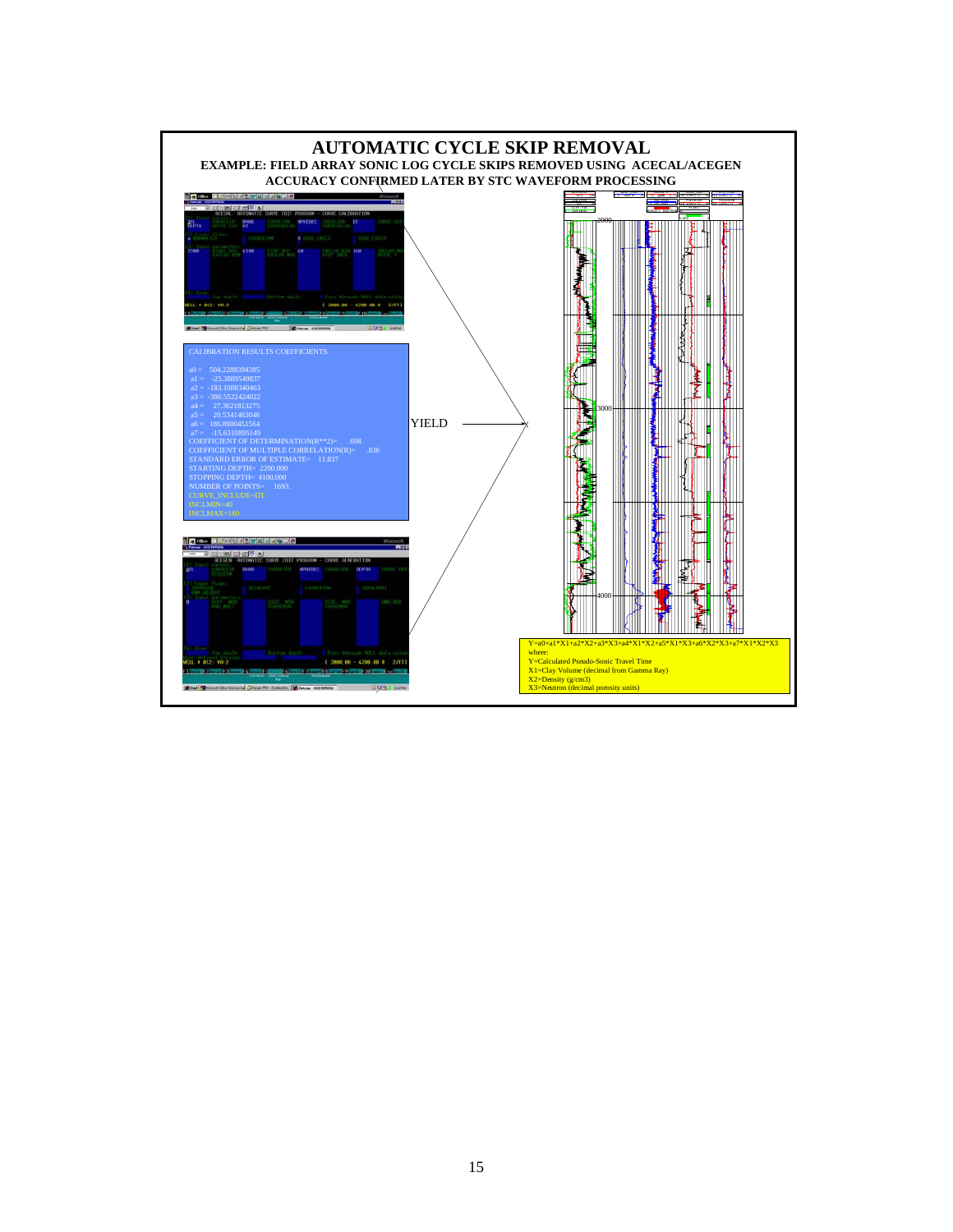# AUTOMATIC CYCLE SKIP REMOVAL

**EXAMPLE: FIELD ARRAY SONIC LOG CYCLE SKIPS REMOVED USING ACECAL/ACEGEN ACCURACY CONFIRMED LATER BY STC WAVEFORM PROCESSING**

CALIBRATION RESULTS COEFFICIENTS

a0 = 504.2288394385
a1 = -25.3889549837
a2 = -183.1088340463
a3 = -386.5522424022
a4 = 27.3621813275
a5 = 20.5341463046
a6 = 186.8900451564
a7 = -15.6310895149
COEFFICIENT OF DETERMINATION(R**2)= .698
COEFFICIENT OF MULTIPLE CORRELATION(R)= .836
STANDARD ERROR OF ESTIMATE= 11.837
STARTING DEPTH= 2200.000
STOPPING DEPTH= 4100.000
NUMBER OF POINTS= 1693.
CURVE_INCLUDE=DT
INCLMIN=40
INCLMAX=160

YIELD

Y=a0+a1\*X1+a2\*X2+a3\*X3+a4\*X1\*X2+a5\*X1\*X3+a6\*X2\*X3+a7\*X1\*X2\*X3
where:
Y=Calculated Pseudo-Sonic Travel Time
X1=Clay Volume (decimal from Gamma Ray)
X2=Density (g/cm3)
X3=Neutron (decimal porosity units)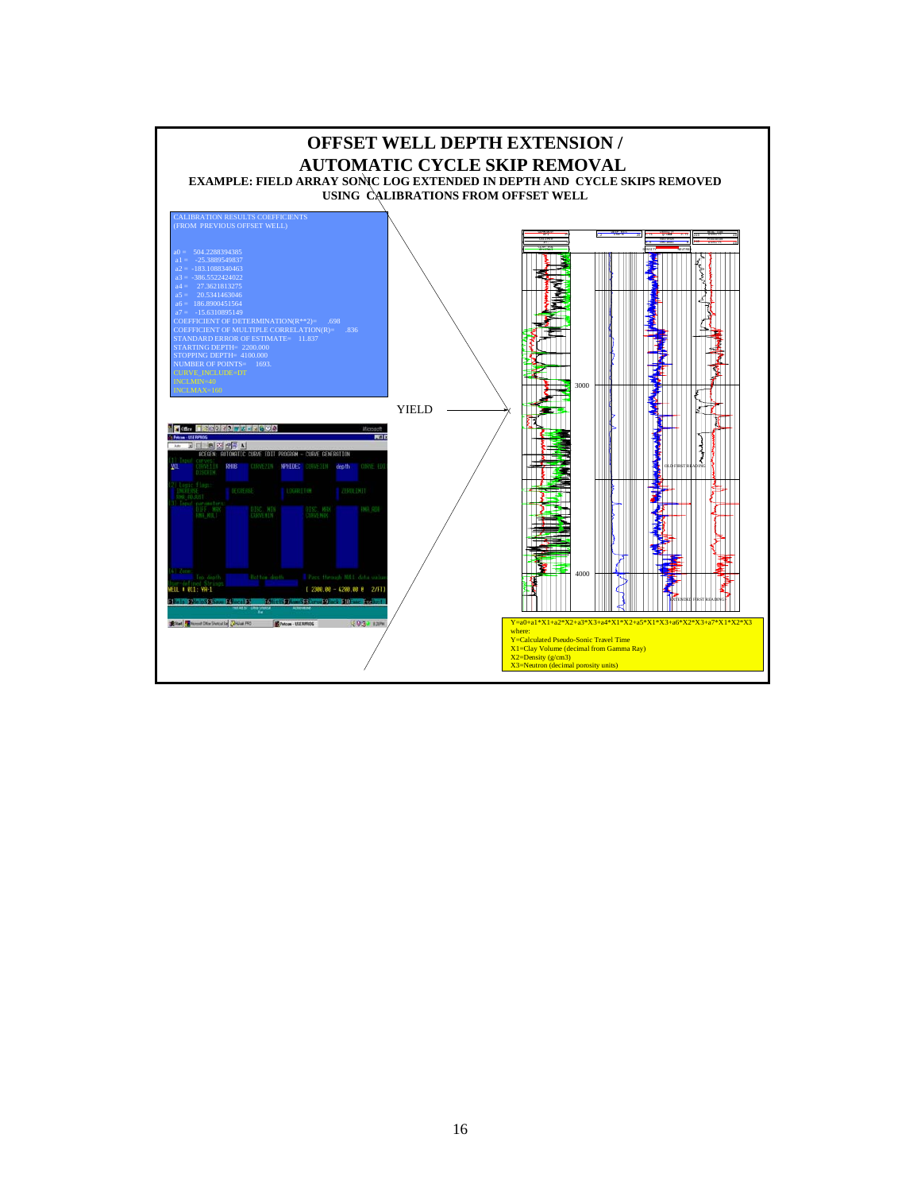# OFFSET WELL DEPTH EXTENSION / AUTOMATIC CYCLE SKIP REMOVAL

**EXAMPLE: FIELD ARRAY SONIC LOG EXTENDED IN DEPTH AND CYCLE SKIPS REMOVED USING CALIBRATIONS FROM OFFSET WELL**

CALIBRATION RESULTS COEFFICIENTS
(FROM PREVIOUS OFFSET WELL)

a0 = 504.2288394385
a1 = -25.3889549837
a2 = -183.1088340463
a3 = -386.5522424022
a4 = 27.3621813275
a5 = 20.5341463046
a6 = 186.8900451564
a7 = -15.6310895149
COEFFICIENT OF DETERMINATION(R**2)= .698
COEFFICIENT OF MULTIPLE CORRELATION(R)= .836
STANDARD ERROR OF ESTIMATE= 11.837
STARTING DEPTH= 2200.000
STOPPING DEPTH= 4100.000
NUMBER OF POINTS= 1693.
CURVE_INCLUDE=DT
INCLMIN=40
INCLMAX=160

YIELD

Y=a0+a1\*X1+a2\*X2+a3\*X3+a4\*X1\*X2+a5\*X1\*X3+a6\*X2\*X3+a7\*X1\*X2\*X3

where:
Y=Calculated Pseudo-Sonic Travel Time
X1=Clay Volume (decimal from Gamma Ray)
X2=Density (g/cm3)
X3=Neutron (decimal porosity units)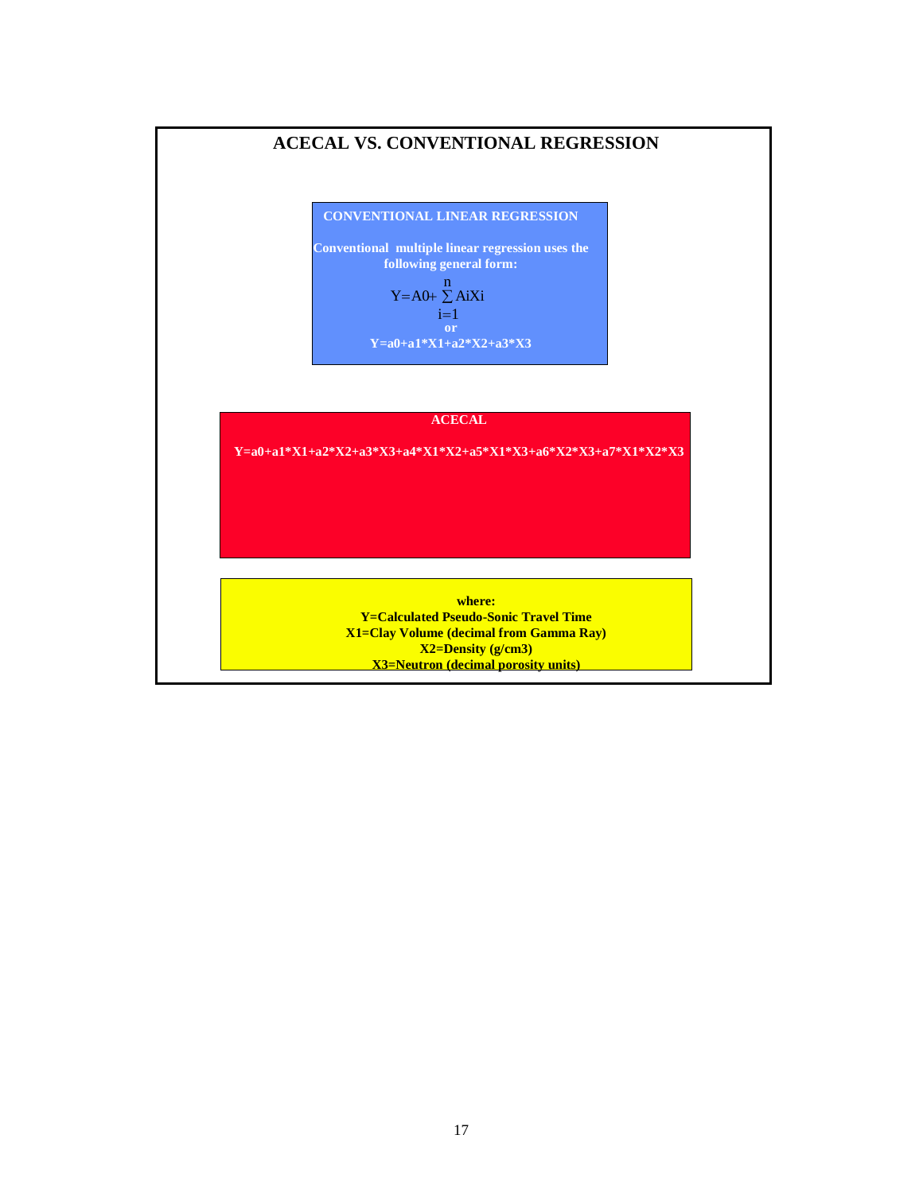# ACECAL VS. CONVENTIONAL REGRESSION

**CONVENTIONAL LINEAR REGRESSION**

**Conventional multiple linear regression uses the following general form:**

$$Y = A0 + \sum_{i=1}^{n} AiXi$$

**or**

**Y=a0+a1\*X1+a2\*X2+a3\*X3**

**ACECAL**

**Y=a0+a1\*X1+a2\*X2+a3\*X3+a4\*X1\*X2+a5\*X1\*X3+a6\*X2\*X3+a7\*X1\*X2\*X3**

**where:**
**Y=Calculated Pseudo-Sonic Travel Time**
**X1=Clay Volume (decimal from Gamma Ray)**
**X2=Density (g/cm3)**
**X3=Neutron (decimal porosity units)**